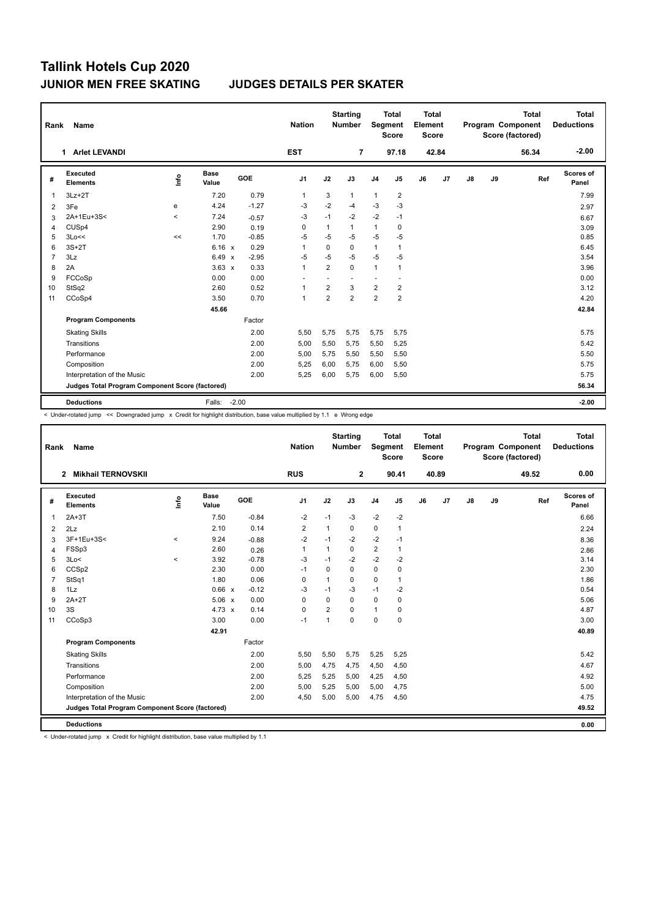# Tallink Hotels Cup 2020

## JUNIOR MEN FREE SKATING　　JUDGES DETAILS PER SKATER

| Rank | Name | Nation | Starting Number | Total Segment Score | Total Element Score | Total Program Component Score (factored) | Total Deductions |
|---|---|---|---|---|---|---|---|
| 1 | Arlet LEVANDI | EST | 7 | 97.18 | 42.84 | 56.34 | -2.00 |

| # | Executed Elements | Info | Base Value | | GOE | J1 | J2 | J3 | J4 | J5 | J6 | J7 | J8 | J9 | Ref | Scores of Panel |
|---|---|---|---|---|---|---|---|---|---|---|---|---|---|---|---|---|
| 1 | 3Lz+2T | | 7.20 | | 0.79 | 1 | 3 | 1 | 1 | 2 | | | | | | 7.99 |
| 2 | 3Fe | e | 4.24 | | -1.27 | -3 | -2 | -4 | -3 | -3 | | | | | | 2.97 |
| 3 | 2A+1Eu+3S< | < | 7.24 | | -0.57 | -3 | -1 | -2 | -2 | -1 | | | | | | 6.67 |
| 4 | CUSp4 | | 2.90 | | 0.19 | 0 | 1 | 1 | 1 | 0 | | | | | | 3.09 |
| 5 | 3Lo<< | << | 1.70 | | -0.85 | -5 | -5 | -5 | -5 | -5 | | | | | | 0.85 |
| 6 | 3S+2T | | 6.16 | x | 0.29 | 1 | 0 | 0 | 1 | 1 | | | | | | 6.45 |
| 7 | 3Lz | | 6.49 | x | -2.95 | -5 | -5 | -5 | -5 | -5 | | | | | | 3.54 |
| 8 | 2A | | 3.63 | x | 0.33 | 1 | 2 | 0 | 1 | 1 | | | | | | 3.96 |
| 9 | FCCoSp | | 0.00 | | 0.00 | - | - | - | - | - | | | | | | 0.00 |
| 10 | StSq2 | | 2.60 | | 0.52 | 1 | 2 | 3 | 2 | 2 | | | | | | 3.12 |
| 11 | CCoSp4 | | 3.50 | | 0.70 | 1 | 2 | 2 | 2 | 2 | | | | | | 4.20 |
| | | | 45.66 | | | | | | | | | | | | | 42.84 |
| | **Program Components** | | | | Factor | | | | | | | | | | | |
| | Skating Skills | | | | 2.00 | 5,50 | 5,75 | 5,75 | 5,75 | 5,75 | | | | | | 5.75 |
| | Transitions | | | | 2.00 | 5,00 | 5,50 | 5,75 | 5,50 | 5,25 | | | | | | 5.42 |
| | Performance | | | | 2.00 | 5,00 | 5,75 | 5,50 | 5,50 | 5,50 | | | | | | 5.50 |
| | Composition | | | | 2.00 | 5,25 | 6,00 | 5,75 | 6,00 | 5,50 | | | | | | 5.75 |
| | Interpretation of the Music | | | | 2.00 | 5,25 | 6,00 | 5,75 | 6,00 | 5,50 | | | | | | 5.75 |
| | **Judges Total Program Component Score (factored)** | | | | | | | | | | | | | | | 56.34 |
| | **Deductions** | | Falls: | | -2.00 | | | | | | | | | | | -2.00 |

< Under-rotated jump << Downgraded jump x Credit for highlight distribution, base value multiplied by 1.1 e Wrong edge

| Rank | Name | Nation | Starting Number | Total Segment Score | Total Element Score | Total Program Component Score (factored) | Total Deductions |
|---|---|---|---|---|---|---|---|
| 2 | Mikhail TERNOVSKII | RUS | 2 | 90.41 | 40.89 | 49.52 | 0.00 |

| # | Executed Elements | Info | Base Value | | GOE | J1 | J2 | J3 | J4 | J5 | J6 | J7 | J8 | J9 | Ref | Scores of Panel |
|---|---|---|---|---|---|---|---|---|---|---|---|---|---|---|---|---|
| 1 | 2A+3T | | 7.50 | | -0.84 | -2 | -1 | -3 | -2 | -2 | | | | | | 6.66 |
| 2 | 2Lz | | 2.10 | | 0.14 | 2 | 1 | 0 | 0 | 1 | | | | | | 2.24 |
| 3 | 3F+1Eu+3S< | < | 9.24 | | -0.88 | -2 | -1 | -2 | -2 | -1 | | | | | | 8.36 |
| 4 | FSSp3 | | 2.60 | | 0.26 | 1 | 1 | 0 | 2 | 1 | | | | | | 2.86 |
| 5 | 3Lo< | < | 3.92 | | -0.78 | -3 | -1 | -2 | -2 | -2 | | | | | | 3.14 |
| 6 | CCSp2 | | 2.30 | | 0.00 | -1 | 0 | 0 | 0 | 0 | | | | | | 2.30 |
| 7 | StSq1 | | 1.80 | | 0.06 | 0 | 1 | 0 | 0 | 1 | | | | | | 1.86 |
| 8 | 1Lz | | 0.66 | x | -0.12 | -3 | -1 | -3 | -1 | -2 | | | | | | 0.54 |
| 9 | 2A+2T | | 5.06 | x | 0.00 | 0 | 0 | 0 | 0 | 0 | | | | | | 5.06 |
| 10 | 3S | | 4.73 | x | 0.14 | 0 | 2 | 0 | 1 | 0 | | | | | | 4.87 |
| 11 | CCoSp3 | | 3.00 | | 0.00 | -1 | 1 | 0 | 0 | 0 | | | | | | 3.00 |
| | | | 42.91 | | | | | | | | | | | | | 40.89 |
| | **Program Components** | | | | Factor | | | | | | | | | | | |
| | Skating Skills | | | | 2.00 | 5,50 | 5,50 | 5,75 | 5,25 | 5,25 | | | | | | 5.42 |
| | Transitions | | | | 2.00 | 5,00 | 4,75 | 4,75 | 4,50 | 4,50 | | | | | | 4.67 |
| | Performance | | | | 2.00 | 5,25 | 5,25 | 5,00 | 4,25 | 4,50 | | | | | | 4.92 |
| | Composition | | | | 2.00 | 5,00 | 5,25 | 5,00 | 5,00 | 4,75 | | | | | | 5.00 |
| | Interpretation of the Music | | | | 2.00 | 4,50 | 5,00 | 5,00 | 4,75 | 4,50 | | | | | | 4.75 |
| | **Judges Total Program Component Score (factored)** | | | | | | | | | | | | | | | 49.52 |
| | **Deductions** | | | | | | | | | | | | | | | 0.00 |

< Under-rotated jump x Credit for highlight distribution, base value multiplied by 1.1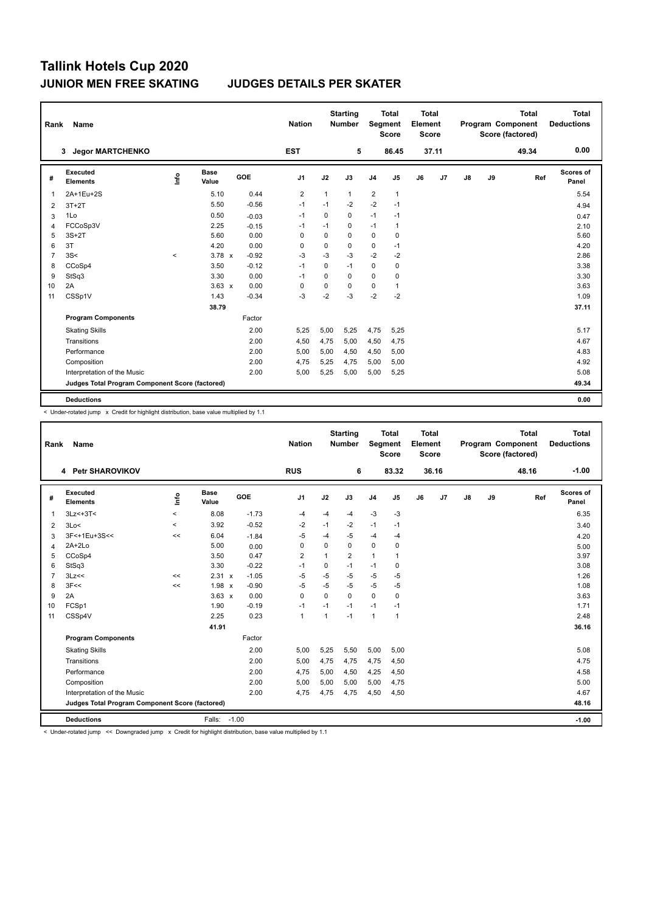# Tallink Hotels Cup 2020

## JUNIOR MEN FREE SKATING JUDGES DETAILS PER SKATER

| Rank | Name | Nation | Starting Number | Total Segment Score | Total Element Score | Total Program Component Score (factored) | Total Deductions |
|---|---|---|---|---|---|---|---|
| 3 | Jegor MARTCHENKO | EST | 5 | 86.45 | 37.11 | 49.34 | 0.00 |

| # | Executed Elements | Info | Base Value | | GOE | J1 | J2 | J3 | J4 | J5 | J6 | J7 | J8 | J9 | Ref | Scores of Panel |
|---|---|---|---|---|---|---|---|---|---|---|---|---|---|---|---|---|
| 1 | 2A+1Eu+2S | | 5.10 | | 0.44 | 2 | 1 | 1 | 2 | 1 | | | | | | 5.54 |
| 2 | 3T+2T | | 5.50 | | -0.56 | -1 | -1 | -2 | -2 | -1 | | | | | | 4.94 |
| 3 | 1Lo | | 0.50 | | -0.03 | -1 | 0 | 0 | -1 | -1 | | | | | | 0.47 |
| 4 | FCCoSp3V | | 2.25 | | -0.15 | -1 | -1 | 0 | -1 | 1 | | | | | | 2.10 |
| 5 | 3S+2T | | 5.60 | | 0.00 | 0 | 0 | 0 | 0 | 0 | | | | | | 5.60 |
| 6 | 3T | | 4.20 | | 0.00 | 0 | 0 | 0 | 0 | -1 | | | | | | 4.20 |
| 7 | 3S< | < | 3.78 | x | -0.92 | -3 | -3 | -3 | -2 | -2 | | | | | | 2.86 |
| 8 | CCoSp4 | | 3.50 | | -0.12 | -1 | 0 | -1 | 0 | 0 | | | | | | 3.38 |
| 9 | StSq3 | | 3.30 | | 0.00 | -1 | 0 | 0 | 0 | 0 | | | | | | 3.30 |
| 10 | 2A | | 3.63 | x | 0.00 | 0 | 0 | 0 | 0 | 1 | | | | | | 3.63 |
| 11 | CSSp1V | | 1.43 | | -0.34 | -3 | -2 | -3 | -2 | -2 | | | | | | 1.09 |
| | | | 38.79 | | | | | | | | | | | | | 37.11 |
| | **Program Components** | | | | Factor | | | | | | | | | | | |
| | Skating Skills | | | | 2.00 | 5,25 | 5,00 | 5,25 | 4,75 | 5,25 | | | | | | 5.17 |
| | Transitions | | | | 2.00 | 4,50 | 4,75 | 5,00 | 4,50 | 4,75 | | | | | | 4.67 |
| | Performance | | | | 2.00 | 5,00 | 5,00 | 4,50 | 4,50 | 5,00 | | | | | | 4.83 |
| | Composition | | | | 2.00 | 4,75 | 5,25 | 4,75 | 5,00 | 5,00 | | | | | | 4.92 |
| | Interpretation of the Music | | | | 2.00 | 5,00 | 5,25 | 5,00 | 5,00 | 5,25 | | | | | | 5.08 |
| | **Judges Total Program Component Score (factored)** | | | | | | | | | | | | | | | 49.34 |
| | **Deductions** | | | | | | | | | | | | | | | 0.00 |

< Under-rotated jump x Credit for highlight distribution, base value multiplied by 1.1

| Rank | Name | Nation | Starting Number | Total Segment Score | Total Element Score | Total Program Component Score (factored) | Total Deductions |
|---|---|---|---|---|---|---|---|
| 4 | Petr SHAROVIKOV | RUS | 6 | 83.32 | 36.16 | 48.16 | -1.00 |

| # | Executed Elements | Info | Base Value | | GOE | J1 | J2 | J3 | J4 | J5 | J6 | J7 | J8 | J9 | Ref | Scores of Panel |
|---|---|---|---|---|---|---|---|---|---|---|---|---|---|---|---|---|
| 1 | 3Lz<+3T< | < | 8.08 | | -1.73 | -4 | -4 | -4 | -3 | -3 | | | | | | 6.35 |
| 2 | 3Lo< | < | 3.92 | | -0.52 | -2 | -1 | -2 | -1 | -1 | | | | | | 3.40 |
| 3 | 3F<+1Eu+3S<< | << | 6.04 | | -1.84 | -5 | -4 | -5 | -4 | -4 | | | | | | 4.20 |
| 4 | 2A+2Lo | | 5.00 | | 0.00 | 0 | 0 | 0 | 0 | 0 | | | | | | 5.00 |
| 5 | CCoSp4 | | 3.50 | | 0.47 | 2 | 1 | 2 | 1 | 1 | | | | | | 3.97 |
| 6 | StSq3 | | 3.30 | | -0.22 | -1 | 0 | -1 | -1 | 0 | | | | | | 3.08 |
| 7 | 3Lz<< | << | 2.31 | x | -1.05 | -5 | -5 | -5 | -5 | -5 | | | | | | 1.26 |
| 8 | 3F<< | << | 1.98 | x | -0.90 | -5 | -5 | -5 | -5 | -5 | | | | | | 1.08 |
| 9 | 2A | | 3.63 | x | 0.00 | 0 | 0 | 0 | 0 | 0 | | | | | | 3.63 |
| 10 | FCSp1 | | 1.90 | | -0.19 | -1 | -1 | -1 | -1 | -1 | | | | | | 1.71 |
| 11 | CSSp4V | | 2.25 | | 0.23 | 1 | 1 | -1 | 1 | 1 | | | | | | 2.48 |
| | | | 41.91 | | | | | | | | | | | | | 36.16 |
| | **Program Components** | | | | Factor | | | | | | | | | | | |
| | Skating Skills | | | | 2.00 | 5,00 | 5,25 | 5,50 | 5,00 | 5,00 | | | | | | 5.08 |
| | Transitions | | | | 2.00 | 5,00 | 4,75 | 4,75 | 4,75 | 4,50 | | | | | | 4.75 |
| | Performance | | | | 2.00 | 4,75 | 5,00 | 4,50 | 4,25 | 4,50 | | | | | | 4.58 |
| | Composition | | | | 2.00 | 5,00 | 5,00 | 5,00 | 5,00 | 4,75 | | | | | | 5.00 |
| | Interpretation of the Music | | | | 2.00 | 4,75 | 4,75 | 4,75 | 4,50 | 4,50 | | | | | | 4.67 |
| | **Judges Total Program Component Score (factored)** | | | | | | | | | | | | | | | 48.16 |
| | **Deductions** | | Falls: | | -1.00 | | | | | | | | | | | -1.00 |

< Under-rotated jump << Downgraded jump x Credit for highlight distribution, base value multiplied by 1.1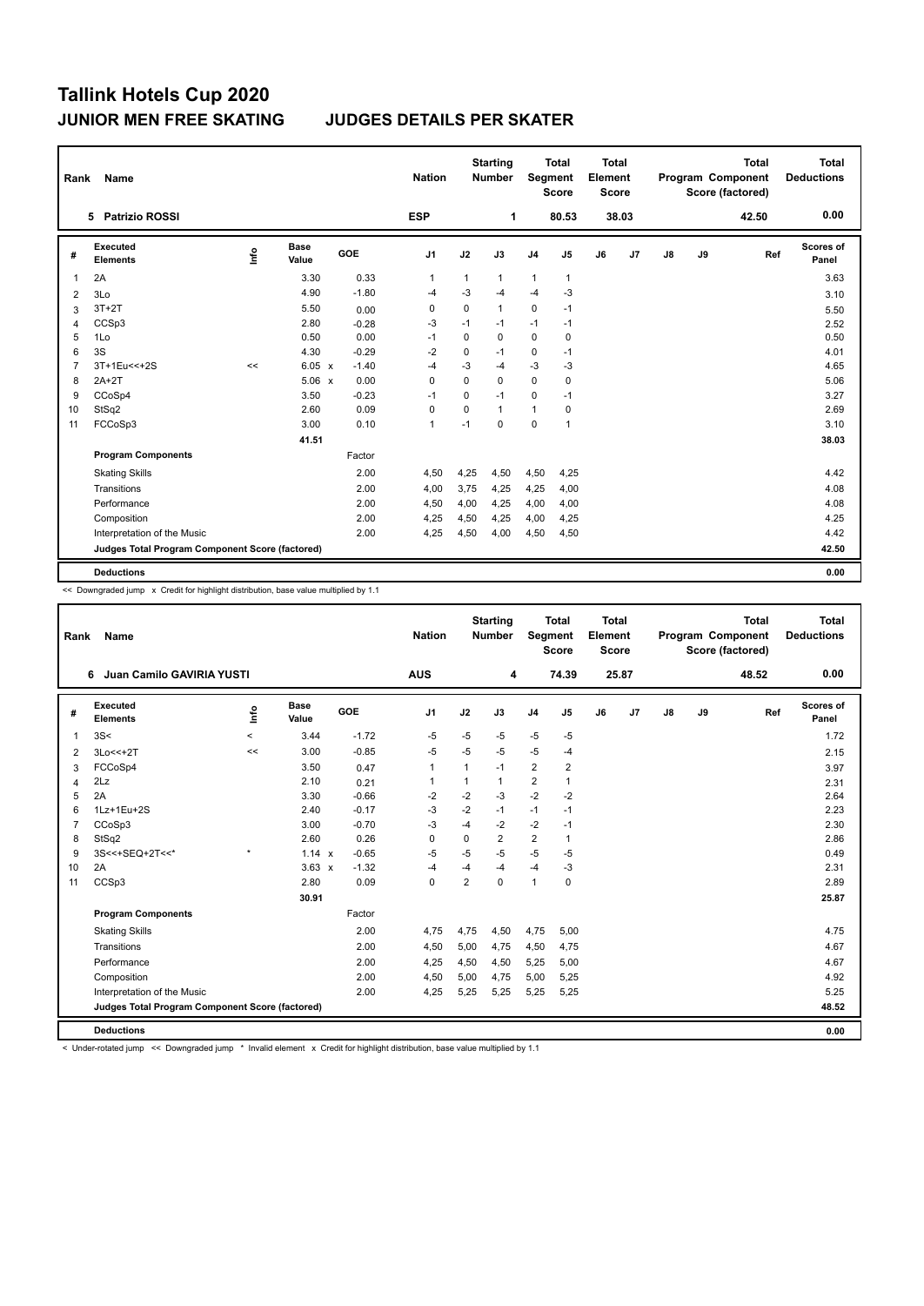# Tallink Hotels Cup 2020

## JUNIOR MEN FREE SKATING     JUDGES DETAILS PER SKATER

| Rank | Name | Nation | Starting Number | Total Segment Score | Total Element Score | Total Program Component Score (factored) | Total Deductions |
|---|---|---|---|---|---|---|---|
| 5 | Patrizio ROSSI | ESP | 1 | 80.53 | 38.03 | 42.50 | 0.00 |

| # | Executed Elements | Info | Base Value | | GOE | J1 | J2 | J3 | J4 | J5 | J6 | J7 | J8 | J9 | Ref | Scores of Panel |
|---|---|---|---|---|---|---|---|---|---|---|---|---|---|---|---|---|
| 1 | 2A | | 3.30 | | 0.33 | 1 | 1 | 1 | 1 | 1 | | | | | | 3.63 |
| 2 | 3Lo | | 4.90 | | -1.80 | -4 | -3 | -4 | -4 | -3 | | | | | | 3.10 |
| 3 | 3T+2T | | 5.50 | | 0.00 | 0 | 0 | 1 | 0 | -1 | | | | | | 5.50 |
| 4 | CCSp3 | | 2.80 | | -0.28 | -3 | -1 | -1 | -1 | -1 | | | | | | 2.52 |
| 5 | 1Lo | | 0.50 | | 0.00 | -1 | 0 | 0 | 0 | 0 | | | | | | 0.50 |
| 6 | 3S | | 4.30 | | -0.29 | -2 | 0 | -1 | 0 | -1 | | | | | | 4.01 |
| 7 | 3T+1Eu<<+2S | << | 6.05 | x | -1.40 | -4 | -3 | -4 | -3 | -3 | | | | | | 4.65 |
| 8 | 2A+2T | | 5.06 | x | 0.00 | 0 | 0 | 0 | 0 | 0 | | | | | | 5.06 |
| 9 | CCoSp4 | | 3.50 | | -0.23 | -1 | 0 | -1 | 0 | -1 | | | | | | 3.27 |
| 10 | StSq2 | | 2.60 | | 0.09 | 0 | 0 | 1 | 1 | 0 | | | | | | 2.69 |
| 11 | FCCoSp3 | | 3.00 | | 0.10 | 1 | -1 | 0 | 0 | 1 | | | | | | 3.10 |
| | | | 41.51 | | | | | | | | | | | | | 38.03 |
| | **Program Components** | | | | Factor | | | | | | | | | | | |
| | Skating Skills | | | | 2.00 | 4,50 | 4,25 | 4,50 | 4,50 | 4,25 | | | | | | 4.42 |
| | Transitions | | | | 2.00 | 4,00 | 3,75 | 4,25 | 4,25 | 4,00 | | | | | | 4.08 |
| | Performance | | | | 2.00 | 4,50 | 4,00 | 4,25 | 4,00 | 4,00 | | | | | | 4.08 |
| | Composition | | | | 2.00 | 4,25 | 4,50 | 4,25 | 4,00 | 4,25 | | | | | | 4.25 |
| | Interpretation of the Music | | | | 2.00 | 4,25 | 4,50 | 4,00 | 4,50 | 4,50 | | | | | | 4.42 |
| | **Judges Total Program Component Score (factored)** | | | | | | | | | | | | | | | 42.50 |
| | **Deductions** | | | | | | | | | | | | | | | 0.00 |

<< Downgraded jump x Credit for highlight distribution, base value multiplied by 1.1

| Rank | Name | Nation | Starting Number | Total Segment Score | Total Element Score | Total Program Component Score (factored) | Total Deductions |
|---|---|---|---|---|---|---|---|
| 6 | Juan Camilo GAVIRIA YUSTI | AUS | 4 | 74.39 | 25.87 | 48.52 | 0.00 |

| # | Executed Elements | Info | Base Value | | GOE | J1 | J2 | J3 | J4 | J5 | J6 | J7 | J8 | J9 | Ref | Scores of Panel |
|---|---|---|---|---|---|---|---|---|---|---|---|---|---|---|---|---|
| 1 | 3S< | < | 3.44 | | -1.72 | -5 | -5 | -5 | -5 | -5 | | | | | | 1.72 |
| 2 | 3Lo<<+2T | << | 3.00 | | -0.85 | -5 | -5 | -5 | -5 | -4 | | | | | | 2.15 |
| 3 | FCCoSp4 | | 3.50 | | 0.47 | 1 | 1 | -1 | 2 | 2 | | | | | | 3.97 |
| 4 | 2Lz | | 2.10 | | 0.21 | 1 | 1 | 1 | 2 | 1 | | | | | | 2.31 |
| 5 | 2A | | 3.30 | | -0.66 | -2 | -2 | -3 | -2 | -2 | | | | | | 2.64 |
| 6 | 1Lz+1Eu+2S | | 2.40 | | -0.17 | -3 | -2 | -1 | -1 | -1 | | | | | | 2.23 |
| 7 | CCoSp3 | | 3.00 | | -0.70 | -3 | -4 | -2 | -2 | -1 | | | | | | 2.30 |
| 8 | StSq2 | | 2.60 | | 0.26 | 0 | 0 | 2 | 2 | 1 | | | | | | 2.86 |
| 9 | 3S<<+SEQ+2T<<* | * | 1.14 | x | -0.65 | -5 | -5 | -5 | -5 | -5 | | | | | | 0.49 |
| 10 | 2A | | 3.63 | x | -1.32 | -4 | -4 | -4 | -4 | -3 | | | | | | 2.31 |
| 11 | CCSp3 | | 2.80 | | 0.09 | 0 | 2 | 0 | 1 | 0 | | | | | | 2.89 |
| | | | 30.91 | | | | | | | | | | | | | 25.87 |
| | **Program Components** | | | | Factor | | | | | | | | | | | |
| | Skating Skills | | | | 2.00 | 4,75 | 4,75 | 4,50 | 4,75 | 5,00 | | | | | | 4.75 |
| | Transitions | | | | 2.00 | 4,50 | 5,00 | 4,75 | 4,50 | 4,75 | | | | | | 4.67 |
| | Performance | | | | 2.00 | 4,25 | 4,50 | 4,50 | 5,25 | 5,00 | | | | | | 4.67 |
| | Composition | | | | 2.00 | 4,50 | 5,00 | 4,75 | 5,00 | 5,25 | | | | | | 4.92 |
| | Interpretation of the Music | | | | 2.00 | 4,25 | 5,25 | 5,25 | 5,25 | 5,25 | | | | | | 5.25 |
| | **Judges Total Program Component Score (factored)** | | | | | | | | | | | | | | | 48.52 |
| | **Deductions** | | | | | | | | | | | | | | | 0.00 |

< Under-rotated jump << Downgraded jump * Invalid element x Credit for highlight distribution, base value multiplied by 1.1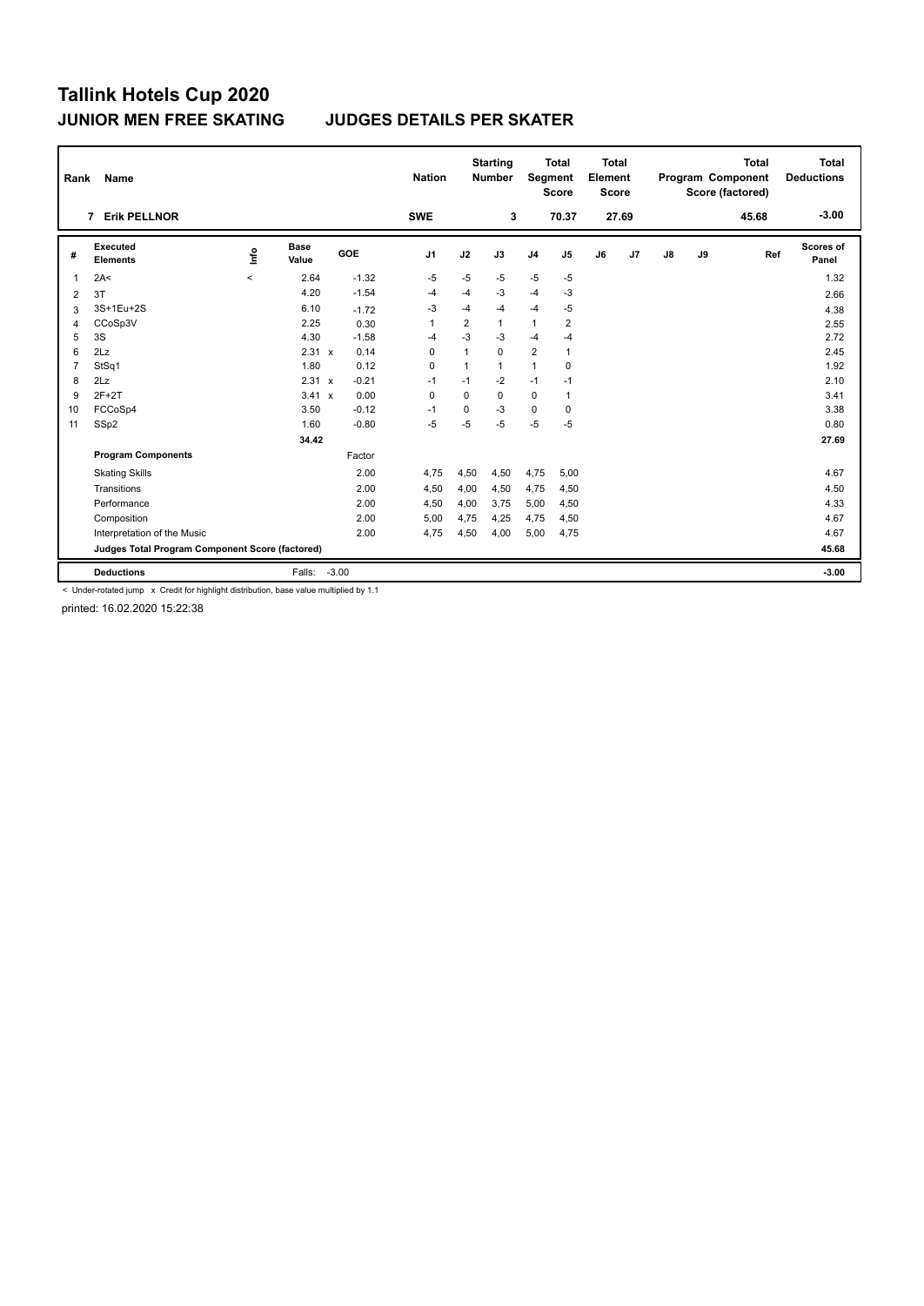# Tallink Hotels Cup 2020

## JUNIOR MEN FREE SKATING JUDGES DETAILS PER SKATER

| Rank | Name | Nation | Starting Number | Total Segment Score | Total Element Score | Total Program Component Score (factored) | Total Deductions |
|---|---|---|---|---|---|---|---|
| 7 | Erik PELLNOR | SWE | 3 | 70.37 | 27.69 | 45.68 | -3.00 |

| # | Executed Elements | Info | Base Value | | GOE | J1 | J2 | J3 | J4 | J5 | J6 | J7 | J8 | J9 | Ref | Scores of Panel |
|---|---|---|---|---|---|---|---|---|---|---|---|---|---|---|---|---|
| 1 | 2A< | < | 2.64 | | -1.32 | -5 | -5 | -5 | -5 | -5 | | | | | | 1.32 |
| 2 | 3T | | 4.20 | | -1.54 | -4 | -4 | -3 | -4 | -3 | | | | | | 2.66 |
| 3 | 3S+1Eu+2S | | 6.10 | | -1.72 | -3 | -4 | -4 | -4 | -5 | | | | | | 4.38 |
| 4 | CCoSp3V | | 2.25 | | 0.30 | 1 | 2 | 1 | 1 | 2 | | | | | | 2.55 |
| 5 | 3S | | 4.30 | | -1.58 | -4 | -3 | -3 | -4 | -4 | | | | | | 2.72 |
| 6 | 2Lz | | 2.31 | x | 0.14 | 0 | 1 | 0 | 2 | 1 | | | | | | 2.45 |
| 7 | StSq1 | | 1.80 | | 0.12 | 0 | 1 | 1 | 1 | 0 | | | | | | 1.92 |
| 8 | 2Lz | | 2.31 | x | -0.21 | -1 | -1 | -2 | -1 | -1 | | | | | | 2.10 |
| 9 | 2F+2T | | 3.41 | x | 0.00 | 0 | 0 | 0 | 0 | 1 | | | | | | 3.41 |
| 10 | FCCoSp4 | | 3.50 | | -0.12 | -1 | 0 | -3 | 0 | 0 | | | | | | 3.38 |
| 11 | SSp2 | | 1.60 | | -0.80 | -5 | -5 | -5 | -5 | -5 | | | | | | 0.80 |
| | | | 34.42 | | | | | | | | | | | | | 27.69 |
| | **Program Components** | | | | Factor | | | | | | | | | | | |
| | Skating Skills | | | | 2.00 | 4,75 | 4,50 | 4,50 | 4,75 | 5,00 | | | | | | 4.67 |
| | Transitions | | | | 2.00 | 4,50 | 4,00 | 4,50 | 4,75 | 4,50 | | | | | | 4.50 |
| | Performance | | | | 2.00 | 4,50 | 4,00 | 3,75 | 5,00 | 4,50 | | | | | | 4.33 |
| | Composition | | | | 2.00 | 5,00 | 4,75 | 4,25 | 4,75 | 4,50 | | | | | | 4.67 |
| | Interpretation of the Music | | | | 2.00 | 4,75 | 4,50 | 4,00 | 5,00 | 4,75 | | | | | | 4.67 |
| | **Judges Total Program Component Score (factored)** | | | | | | | | | | | | | | | 45.68 |
| | **Deductions** | | Falls: | | -3.00 | | | | | | | | | | | -3.00 |

< Under-rotated jump x Credit for highlight distribution, base value multiplied by 1.1

printed: 16.02.2020 15:22:38